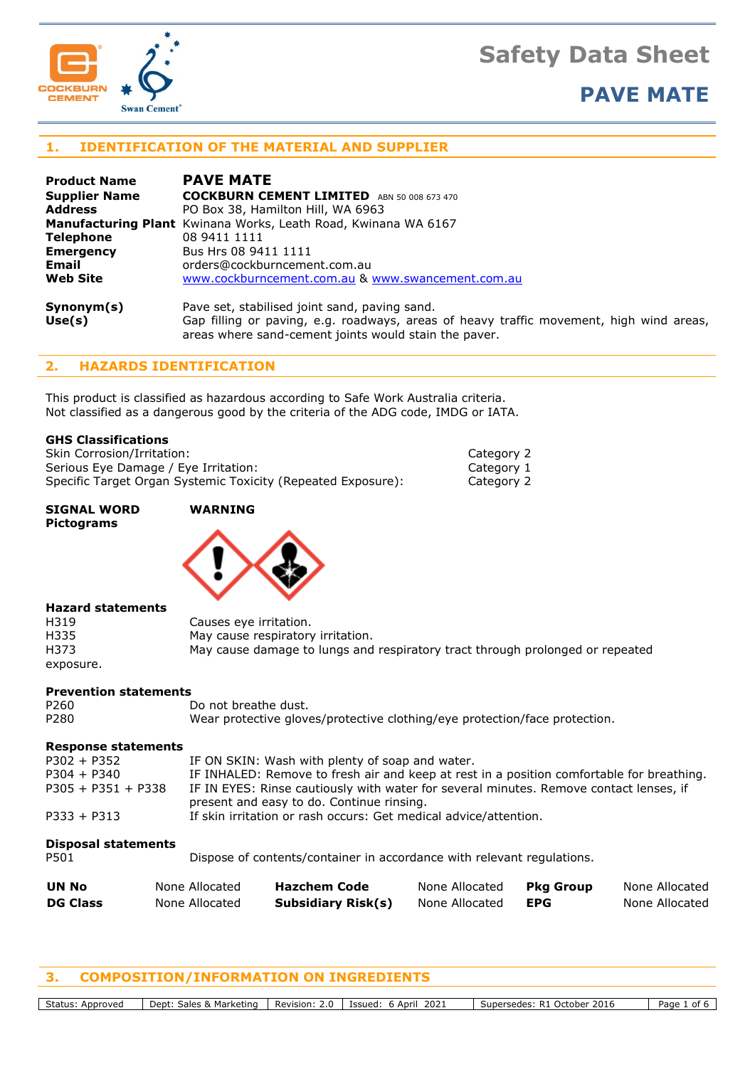# Safety Data Sheet

## PAVE MATE

## 1. IDENTIFICATION OF THE MATERIAL AND SUPPLIER

| | |
|---|---|
| **Product Name** | **PAVE MATE** |
| **Supplier Name** | **COCKBURN CEMENT LIMITED** ABN 50 008 673 470 |
| **Address** | PO Box 38, Hamilton Hill, WA 6963 |
| **Manufacturing Plant** | Kwinana Works, Leath Road, Kwinana WA 6167 |
| **Telephone** | 08 9411 1111 |
| **Emergency** | Bus Hrs 08 9411 1111 |
| **Email** | orders@cockburncement.com.au |
| **Web Site** | www.cockburncement.com.au & www.swancement.com.au |
| **Synonym(s)** | Pave set, stabilised joint sand, paving sand. |
| **Use(s)** | Gap filling or paving, e.g. roadways, areas of heavy traffic movement, high wind areas, areas where sand-cement joints would stain the paver. |

## 2. HAZARDS IDENTIFICATION

This product is classified as hazardous according to Safe Work Australia criteria.
Not classified as a dangerous good by the criteria of the ADG code, IMDG or IATA.

**GHS Classifications**

| | |
|---|---|
| Skin Corrosion/Irritation: | Category 2 |
| Serious Eye Damage / Eye Irritation: | Category 1 |
| Specific Target Organ Systemic Toxicity (Repeated Exposure): | Category 2 |

**SIGNAL WORD** **WARNING**

**Pictograms**

**Hazard statements**

| | |
|---|---|
| H319 | Causes eye irritation. |
| H335 | May cause respiratory irritation. |
| H373 | May cause damage to lungs and respiratory tract through prolonged or repeated exposure. |

**Prevention statements**

| | |
|---|---|
| P260 | Do not breathe dust. |
| P280 | Wear protective gloves/protective clothing/eye protection/face protection. |

**Response statements**

| | |
|---|---|
| P302 + P352 | IF ON SKIN: Wash with plenty of soap and water. |
| P304 + P340 | IF INHALED: Remove to fresh air and keep at rest in a position comfortable for breathing. |
| P305 + P351 + P338 | IF IN EYES: Rinse cautiously with water for several minutes. Remove contact lenses, if present and easy to do. Continue rinsing. |
| P333 + P313 | If skin irritation or rash occurs: Get medical advice/attention. |

**Disposal statements**

| | |
|---|---|
| P501 | Dispose of contents/container in accordance with relevant regulations. |

| | | | | | |
|---|---|---|---|---|---|
| **UN No** | None Allocated | **Hazchem Code** | None Allocated | **Pkg Group** | None Allocated |
| **DG Class** | None Allocated | **Subsidiary Risk(s)** | None Allocated | **EPG** | None Allocated |

## 3. COMPOSITION/INFORMATION ON INGREDIENTS

| Status: Approved | Dept: Sales & Marketing | Revision: 2.0 | Issued: 6 April 2021 | Supersedes: R1 October 2016 |
|---|---|---|---|---|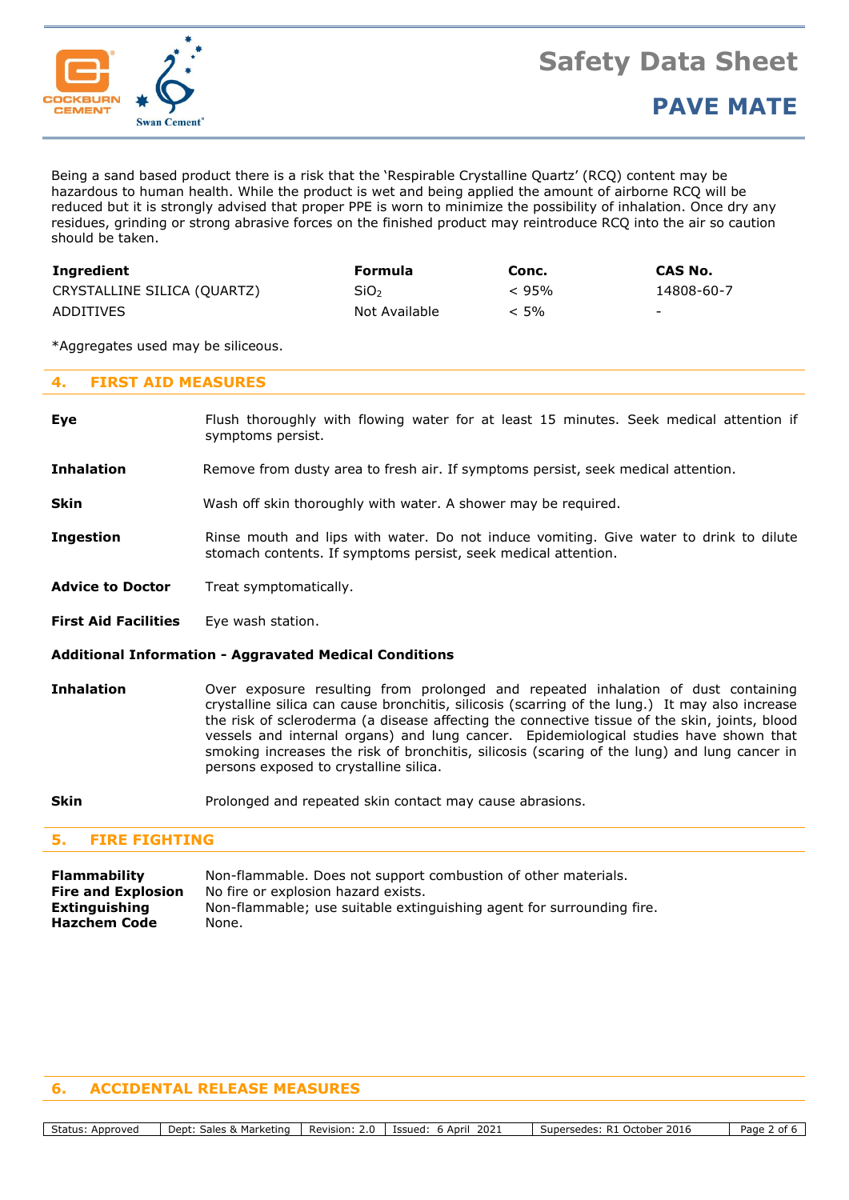Being a sand based product there is a risk that the 'Respirable Crystalline Quartz' (RCQ) content may be hazardous to human health. While the product is wet and being applied the amount of airborne RCQ will be reduced but it is strongly advised that proper PPE is worn to minimize the possibility of inhalation. Once dry any residues, grinding or strong abrasive forces on the finished product may reintroduce RCQ into the air so caution should be taken.

| Ingredient | Formula | Conc. | CAS No. |
|---|---|---|---|
| CRYSTALLINE SILICA (QUARTZ) | $SiO_2$ | < 95% | 14808-60-7 |
| ADDITIVES | Not Available | < 5% | - |

*Aggregates used may be siliceous.

## 4. FIRST AID MEASURES

**Eye** Flush thoroughly with flowing water for at least 15 minutes. Seek medical attention if symptoms persist.

**Inhalation** Remove from dusty area to fresh air. If symptoms persist, seek medical attention.

**Skin** Wash off skin thoroughly with water. A shower may be required.

**Ingestion** Rinse mouth and lips with water. Do not induce vomiting. Give water to drink to dilute stomach contents. If symptoms persist, seek medical attention.

**Advice to Doctor** Treat symptomatically.

**First Aid Facilities** Eye wash station.

### Additional Information - Aggravated Medical Conditions

**Inhalation** Over exposure resulting from prolonged and repeated inhalation of dust containing crystalline silica can cause bronchitis, silicosis (scarring of the lung.) It may also increase the risk of scleroderma (a disease affecting the connective tissue of the skin, joints, blood vessels and internal organs) and lung cancer. Epidemiological studies have shown that smoking increases the risk of bronchitis, silicosis (scaring of the lung) and lung cancer in persons exposed to crystalline silica.

**Skin** Prolonged and repeated skin contact may cause abrasions.

## 5. FIRE FIGHTING

**Flammability** Non-flammable. Does not support combustion of other materials.
**Fire and Explosion** No fire or explosion hazard exists.
**Extinguishing** Non-flammable; use suitable extinguishing agent for surrounding fire.
**Hazchem Code** None.

## 6. ACCIDENTAL RELEASE MEASURES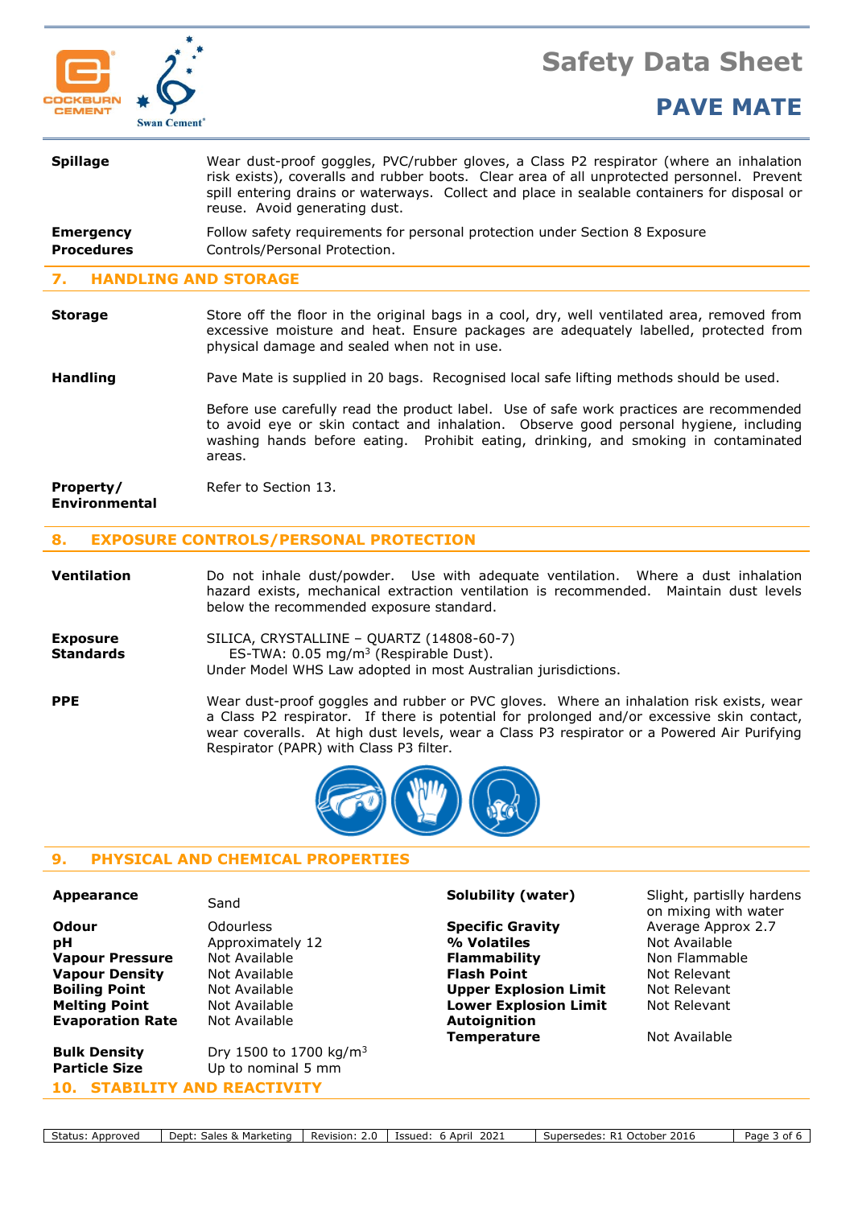**Spillage** — Wear dust-proof goggles, PVC/rubber gloves, a Class P2 respirator (where an inhalation risk exists), coveralls and rubber boots. Clear area of all unprotected personnel. Prevent spill entering drains or waterways. Collect and place in sealable containers for disposal or reuse. Avoid generating dust.

**Emergency Procedures** — Follow safety requirements for personal protection under Section 8 Exposure Controls/Personal Protection.

## 7. HANDLING AND STORAGE

**Storage** — Store off the floor in the original bags in a cool, dry, well ventilated area, removed from excessive moisture and heat. Ensure packages are adequately labelled, protected from physical damage and sealed when not in use.

**Handling** — Pave Mate is supplied in 20 bags. Recognised local safe lifting methods should be used.

Before use carefully read the product label. Use of safe work practices are recommended to avoid eye or skin contact and inhalation. Observe good personal hygiene, including washing hands before eating. Prohibit eating, drinking, and smoking in contaminated areas.

**Property/ Environmental** — Refer to Section 13.

## 8. EXPOSURE CONTROLS/PERSONAL PROTECTION

**Ventilation** — Do not inhale dust/powder. Use with adequate ventilation. Where a dust inhalation hazard exists, mechanical extraction ventilation is recommended. Maintain dust levels below the recommended exposure standard.

**Exposure Standards** — SILICA, CRYSTALLINE – QUARTZ (14808-60-7)
ES-TWA: 0.05 mg/m$^3$ (Respirable Dust).
Under Model WHS Law adopted in most Australian jurisdictions.

**PPE** — Wear dust-proof goggles and rubber or PVC gloves. Where an inhalation risk exists, wear a Class P2 respirator. If there is potential for prolonged and/or excessive skin contact, wear coveralls. At high dust levels, wear a Class P3 respirator or a Powered Air Purifying Respirator (PAPR) with Class P3 filter.

## 9. PHYSICAL AND CHEMICAL PROPERTIES

| | | | |
|---|---|---|---|
| **Appearance** | Sand | **Solubility (water)** | Slight, partislly hardens on mixing with water |
| **Odour** | Odourless | **Specific Gravity** | Average Approx 2.7 |
| **pH** | Approximately 12 | **% Volatiles** | Not Available |
| **Vapour Pressure** | Not Available | **Flammability** | Non Flammable |
| **Vapour Density** | Not Available | **Flash Point** | Not Relevant |
| **Boiling Point** | Not Available | **Upper Explosion Limit** | Not Relevant |
| **Melting Point** | Not Available | **Lower Explosion Limit** | Not Relevant |
| **Evaporation Rate** | Not Available | **Autoignition Temperature** | Not Available |
| **Bulk Density** | Dry 1500 to 1700 kg/m$^3$ | | |
| **Particle Size** | Up to nominal 5 mm | | |

## 10. STABILITY AND REACTIVITY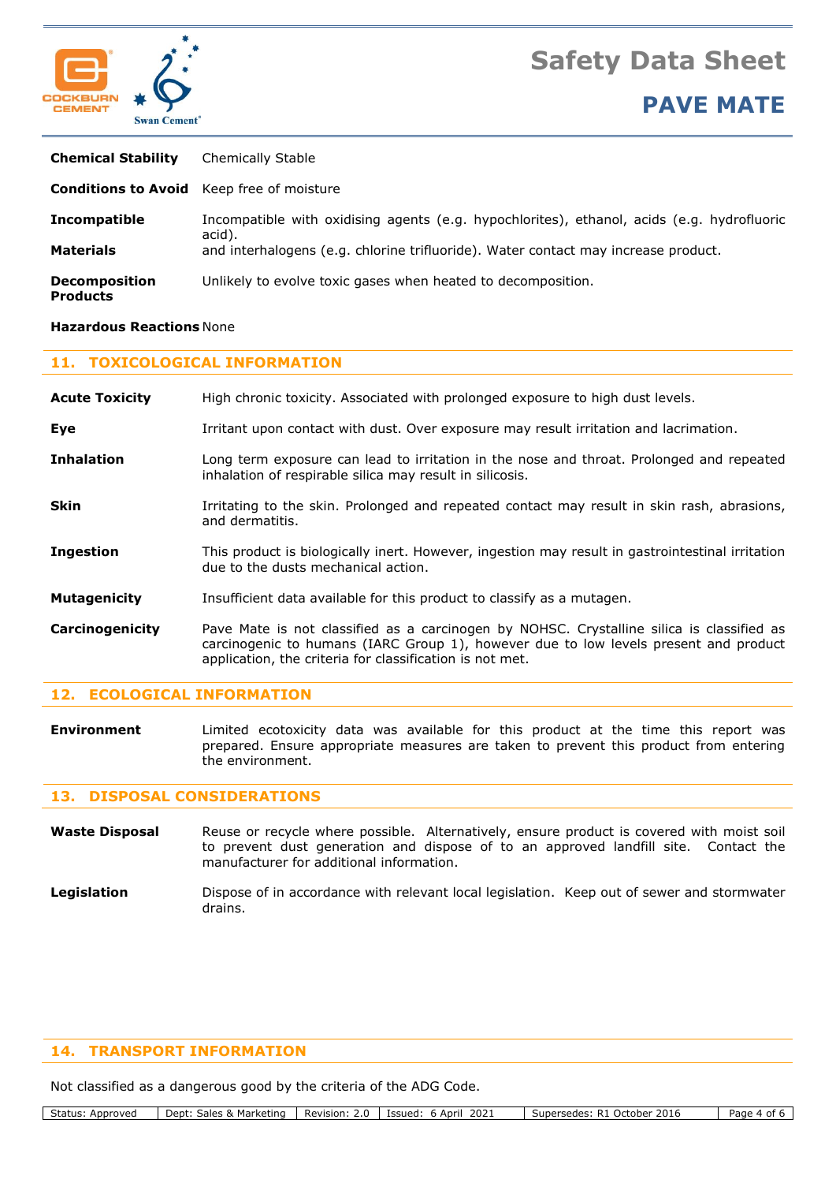**Chemical Stability** Chemically Stable

**Conditions to Avoid** Keep free of moisture

**Incompatible Materials** Incompatible with oxidising agents (e.g. hypochlorites), ethanol, acids (e.g. hydrofluoric acid). and interhalogens (e.g. chlorine trifluoride). Water contact may increase product.

**Decomposition Products** Unlikely to evolve toxic gases when heated to decomposition.

**Hazardous Reactions** None

## 11. TOXICOLOGICAL INFORMATION

**Acute Toxicity** High chronic toxicity. Associated with prolonged exposure to high dust levels.

**Eye** Irritant upon contact with dust. Over exposure may result irritation and lacrimation.

**Inhalation** Long term exposure can lead to irritation in the nose and throat. Prolonged and repeated inhalation of respirable silica may result in silicosis.

**Skin** Irritating to the skin. Prolonged and repeated contact may result in skin rash, abrasions, and dermatitis.

**Ingestion** This product is biologically inert. However, ingestion may result in gastrointestinal irritation due to the dusts mechanical action.

**Mutagenicity** Insufficient data available for this product to classify as a mutagen.

**Carcinogenicity** Pave Mate is not classified as a carcinogen by NOHSC. Crystalline silica is classified as carcinogenic to humans (IARC Group 1), however due to low levels present and product application, the criteria for classification is not met.

## 12. ECOLOGICAL INFORMATION

**Environment** Limited ecotoxicity data was available for this product at the time this report was prepared. Ensure appropriate measures are taken to prevent this product from entering the environment.

## 13. DISPOSAL CONSIDERATIONS

**Waste Disposal** Reuse or recycle where possible. Alternatively, ensure product is covered with moist soil to prevent dust generation and dispose of to an approved landfill site. Contact the manufacturer for additional information.

**Legislation** Dispose of in accordance with relevant local legislation. Keep out of sewer and stormwater drains.

## 14. TRANSPORT INFORMATION

Not classified as a dangerous good by the criteria of the ADG Code.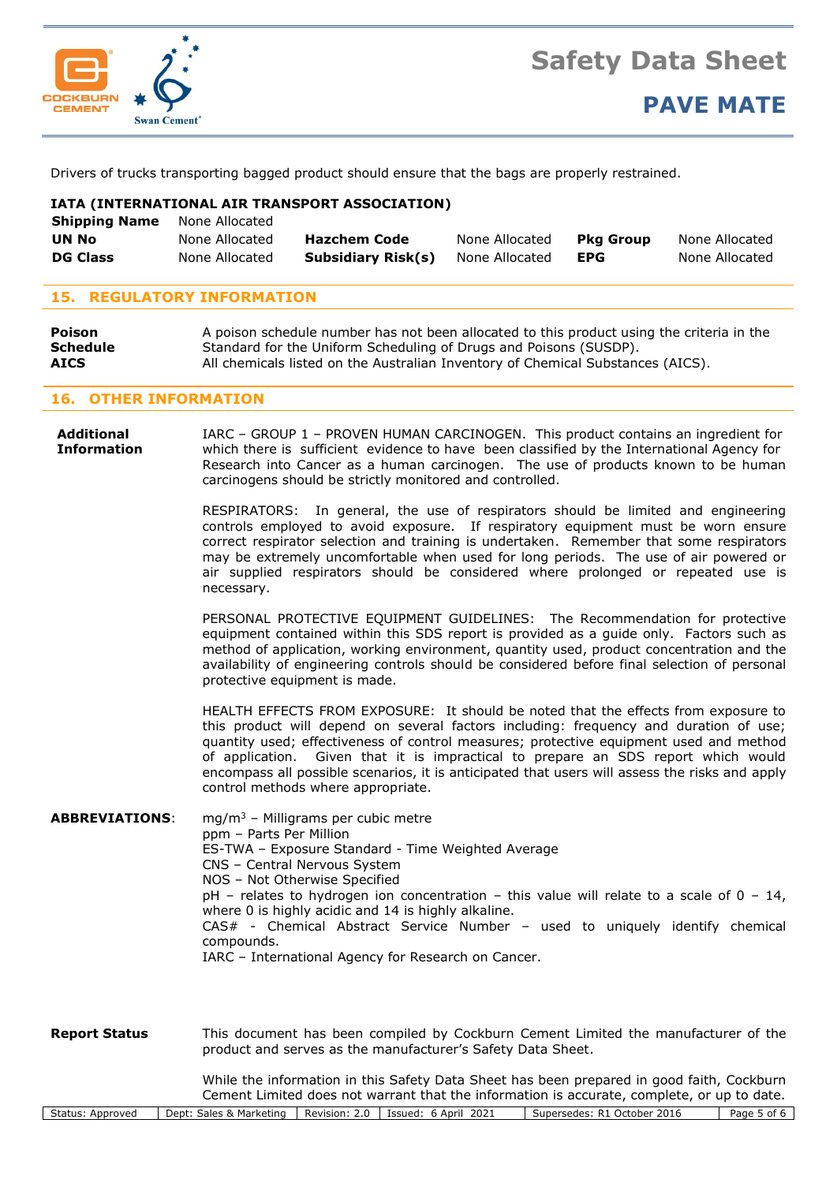Drivers of trucks transporting bagged product should ensure that the bags are properly restrained.

**IATA (INTERNATIONAL AIR TRANSPORT ASSOCIATION)**

| **Shipping Name** | None Allocated | | | | |
|---|---|---|---|---|---|
| **UN No** | None Allocated | **Hazchem Code** | None Allocated | **Pkg Group** | None Allocated |
| **DG Class** | None Allocated | **Subsidiary Risk(s)** | None Allocated | **EPG** | None Allocated |

## 15. REGULATORY INFORMATION

**Poison Schedule** A poison schedule number has not been allocated to this product using the criteria in the Standard for the Uniform Scheduling of Drugs and Poisons (SUSDP).

**AICS** All chemicals listed on the Australian Inventory of Chemical Substances (AICS).

## 16. OTHER INFORMATION

**Additional Information**

IARC – GROUP 1 – PROVEN HUMAN CARCINOGEN. This product contains an ingredient for which there is sufficient evidence to have been classified by the International Agency for Research into Cancer as a human carcinogen. The use of products known to be human carcinogens should be strictly monitored and controlled.

RESPIRATORS: In general, the use of respirators should be limited and engineering controls employed to avoid exposure. If respiratory equipment must be worn ensure correct respirator selection and training is undertaken. Remember that some respirators may be extremely uncomfortable when used for long periods. The use of air powered or air supplied respirators should be considered where prolonged or repeated use is necessary.

PERSONAL PROTECTIVE EQUIPMENT GUIDELINES: The Recommendation for protective equipment contained within this SDS report is provided as a guide only. Factors such as method of application, working environment, quantity used, product concentration and the availability of engineering controls should be considered before final selection of personal protective equipment is made.

HEALTH EFFECTS FROM EXPOSURE: It should be noted that the effects from exposure to this product will depend on several factors including: frequency and duration of use; quantity used; effectiveness of control measures; protective equipment used and method of application. Given that it is impractical to prepare an SDS report which would encompass all possible scenarios, it is anticipated that users will assess the risks and apply control methods where appropriate.

**ABBREVIATIONS**:

$mg/m^3$ – Milligrams per cubic metre
ppm – Parts Per Million
ES-TWA – Exposure Standard - Time Weighted Average
CNS – Central Nervous System
NOS – Not Otherwise Specified
pH – relates to hydrogen ion concentration – this value will relate to a scale of 0 – 14, where 0 is highly acidic and 14 is highly alkaline.
CAS# - Chemical Abstract Service Number – used to uniquely identify chemical compounds.
IARC – International Agency for Research on Cancer.

**Report Status**

This document has been compiled by Cockburn Cement Limited the manufacturer of the product and serves as the manufacturer's Safety Data Sheet.

While the information in this Safety Data Sheet has been prepared in good faith, Cockburn Cement Limited does not warrant that the information is accurate, complete, or up to date.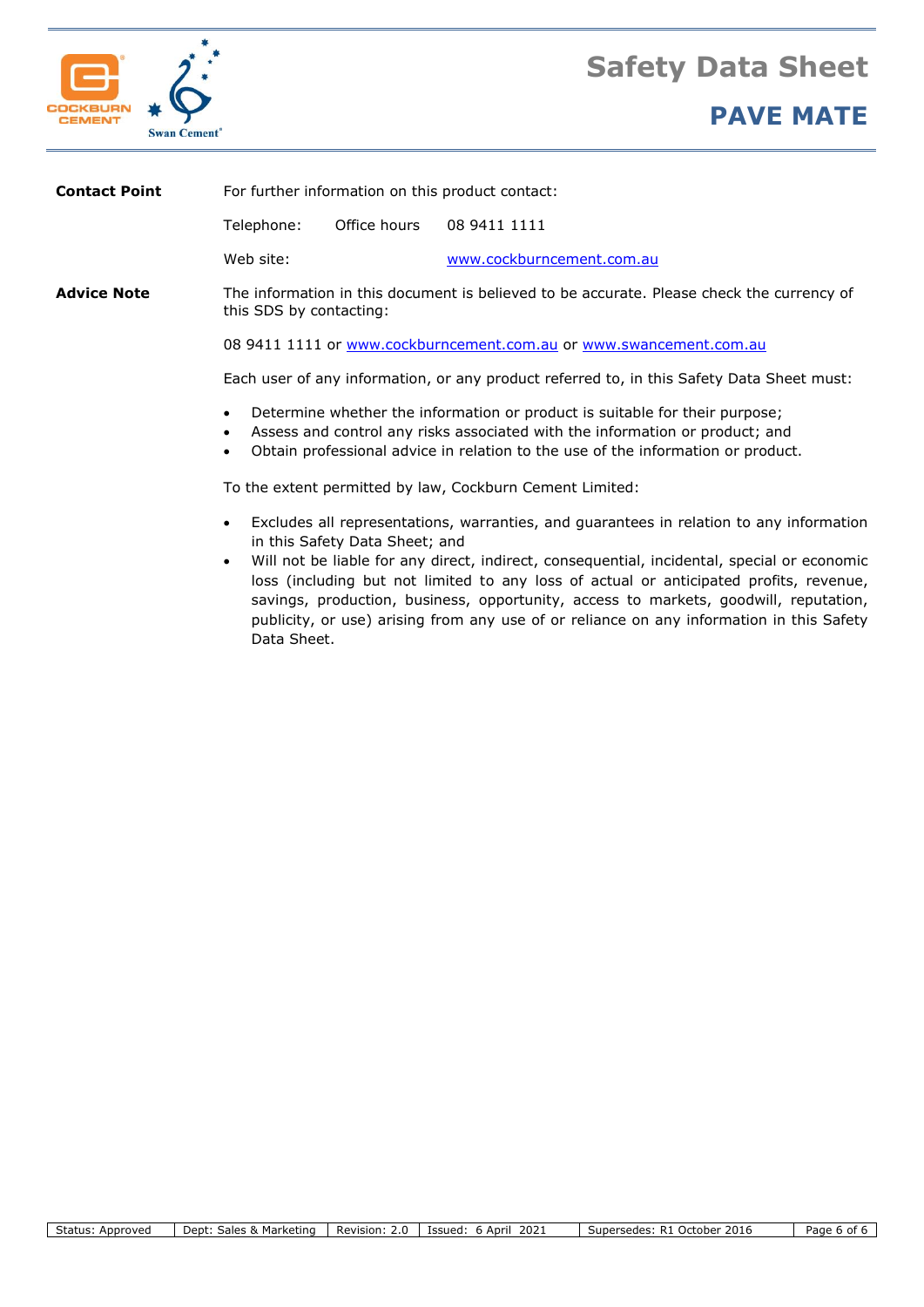**Contact Point**

For further information on this product contact:

Telephone: Office hours 08 9411 1111

Web site: www.cockburncement.com.au

**Advice Note**

The information in this document is believed to be accurate. Please check the currency of this SDS by contacting:

08 9411 1111 or www.cockburncement.com.au or www.swancement.com.au

Each user of any information, or any product referred to, in this Safety Data Sheet must:

- Determine whether the information or product is suitable for their purpose;
- Assess and control any risks associated with the information or product; and
- Obtain professional advice in relation to the use of the information or product.

To the extent permitted by law, Cockburn Cement Limited:

- Excludes all representations, warranties, and guarantees in relation to any information in this Safety Data Sheet; and
- Will not be liable for any direct, indirect, consequential, incidental, special or economic loss (including but not limited to any loss of actual or anticipated profits, revenue, savings, production, business, opportunity, access to markets, goodwill, reputation, publicity, or use) arising from any use of or reliance on any information in this Safety Data Sheet.